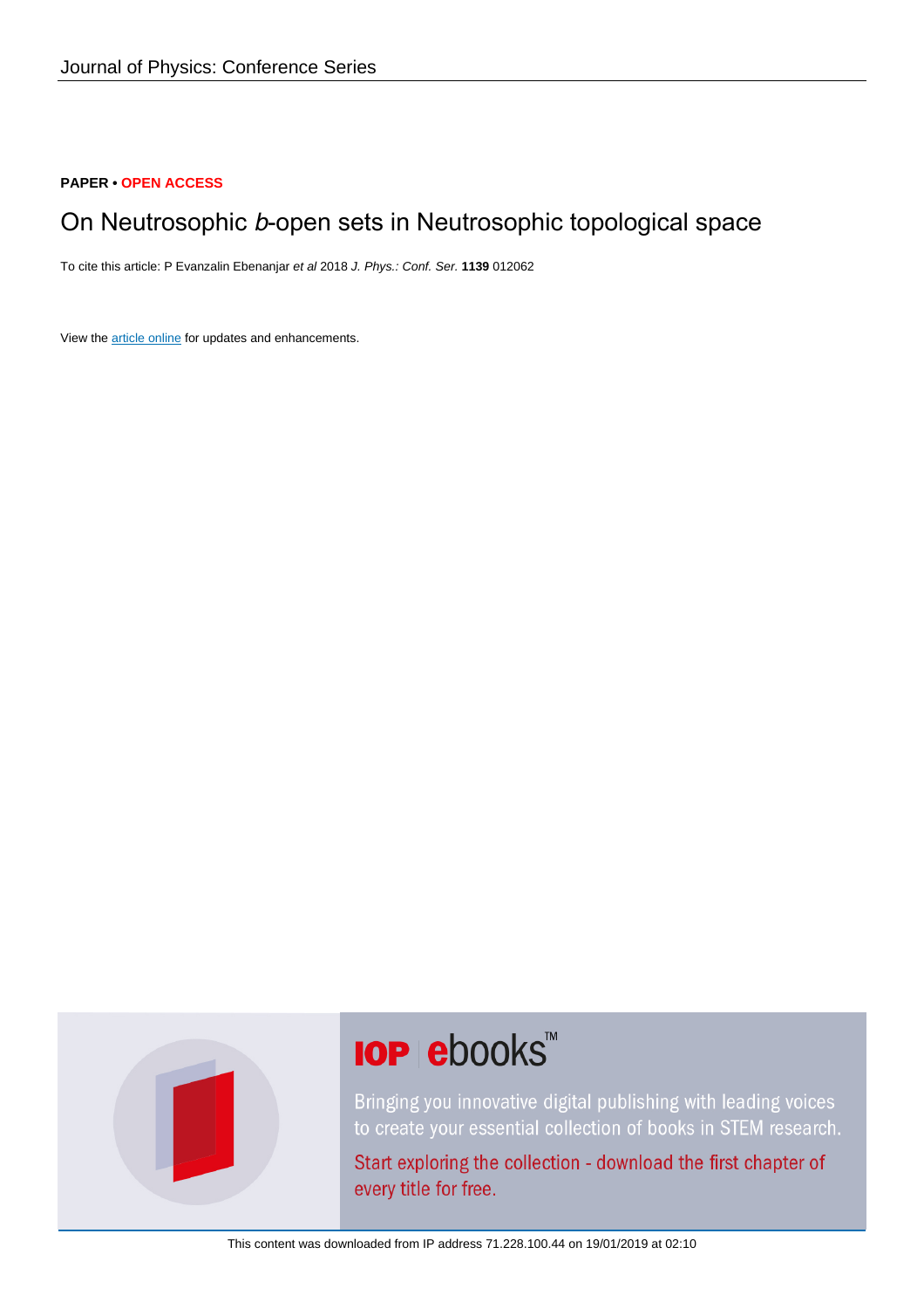Journal of Physics: Conference Series

**PAPER • OPEN ACCESS**

# On Neutrosophic *b*-open sets in Neutrosophic topological space

To cite this article: P Evanzalin Ebenanjar *et al* 2018 *J. Phys.: Conf. Ser.* **1139** 012062

View the article online for updates and enhancements.

This content was downloaded from IP address 71.228.100.44 on 19/01/2019 at 02:10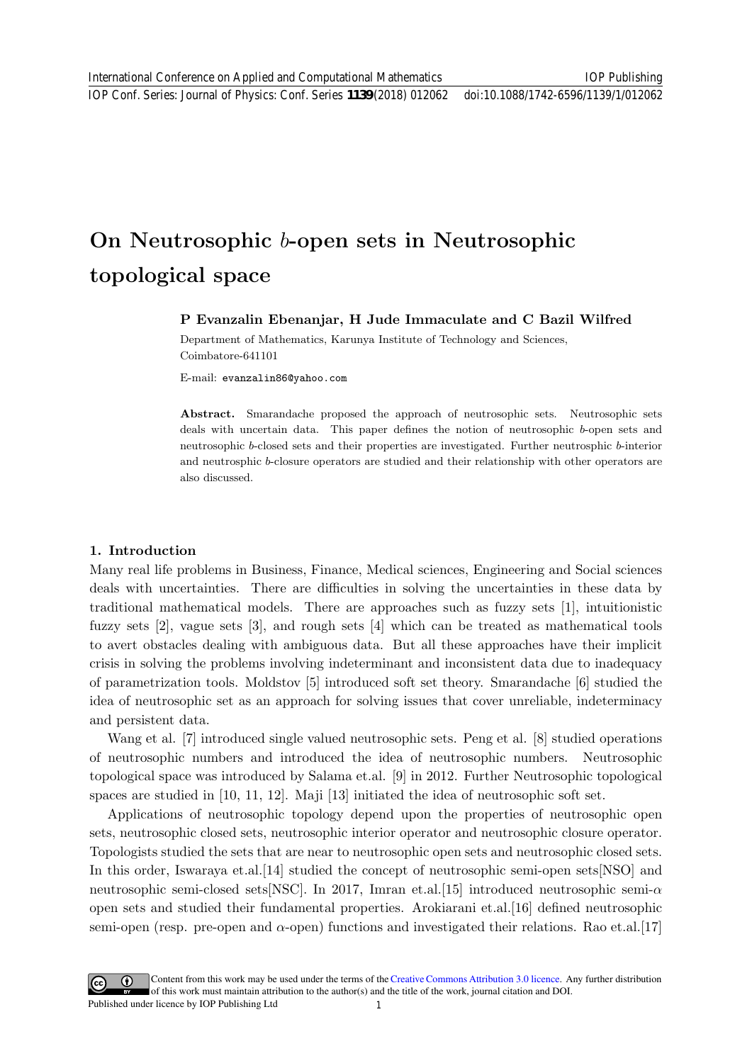# On Neutrosophic $b$-open sets in Neutrosophic topological space

**P Evanzalin Ebenanjar, H Jude Immaculate and C Bazil Wilfred**

Department of Mathematics, Karunya Institute of Technology and Sciences, Coimbatore-641101

E-mail: evanzalin86@yahoo.com

**Abstract.** Smarandache proposed the approach of neutrosophic sets. Neutrosophic sets deals with uncertain data. This paper defines the notion of neutrosophic $b$-open sets and neutrosophic $b$-closed sets and their properties are investigated. Further neutrosphic $b$-interior and neutrosphic $b$-closure operators are studied and their relationship with other operators are also discussed.

## 1. Introduction

Many real life problems in Business, Finance, Medical sciences, Engineering and Social sciences deals with uncertainties. There are difficulties in solving the uncertainties in these data by traditional mathematical models. There are approaches such as fuzzy sets [1], intuitionistic fuzzy sets [2], vague sets [3], and rough sets [4] which can be treated as mathematical tools to avert obstacles dealing with ambiguous data. But all these approaches have their implicit crisis in solving the problems involving indeterminant and inconsistent data due to inadequacy of parametrization tools. Moldstov [5] introduced soft set theory. Smarandache [6] studied the idea of neutrosophic set as an approach for solving issues that cover unreliable, indeterminacy and persistent data.

Wang et al. [7] introduced single valued neutrosophic sets. Peng et al. [8] studied operations of neutrosophic numbers and introduced the idea of neutrosophic numbers. Neutrosophic topological space was introduced by Salama et.al. [9] in 2012. Further Neutrosophic topological spaces are studied in [10, 11, 12]. Maji [13] initiated the idea of neutrosophic soft set.

Applications of neutrosophic topology depend upon the properties of neutrosophic open sets, neutrosophic closed sets, neutrosophic interior operator and neutrosophic closure operator. Topologists studied the sets that are near to neutrosophic open sets and neutrosophic closed sets. In this order, Iswaraya et.al.[14] studied the concept of neutrosophic semi-open sets[NSO] and neutrosophic semi-closed sets[NSC]. In 2017, Imran et.al.[15] introduced neutrosophic semi-$\alpha$ open sets and studied their fundamental properties. Arokiarani et.al.[16] defined neutrosophic semi-open (resp. pre-open and $\alpha$-open) functions and investigated their relations. Rao et.al.[17]

Content from this work may be used under the terms of the Creative Commons Attribution 3.0 licence. Any further distribution of this work must maintain attribution to the author(s) and the title of the work, journal citation and DOI.
Published under licence by IOP Publishing Ltd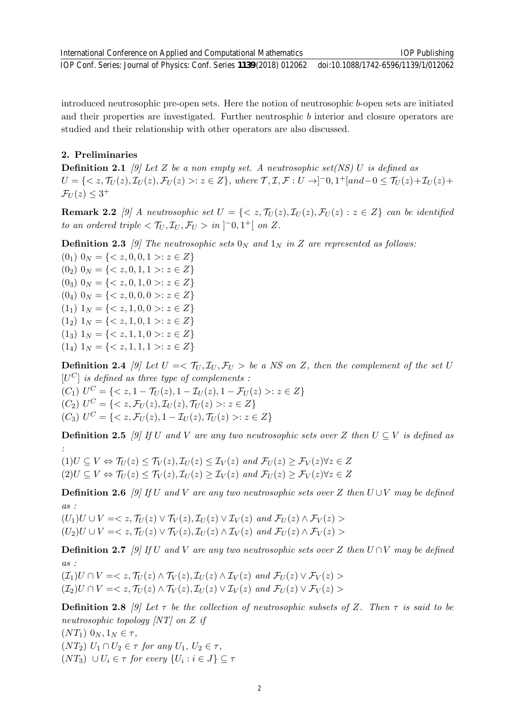introduced neutrosophic pre-open sets. Here the notion of neutrosophic $b$-open sets are initiated and their properties are investigated. Further neutrosphic $b$ interior and closure operators are studied and their relationship with other operators are also discussed.

## 2. Preliminaries

**Definition 2.1** *[9] Let $Z$ be a non empty set. A neutrosophic set(NS) $U$ is defined as* $U = \{< z, \mathcal{T}_U(z), \mathcal{I}_U(z), \mathcal{F}_U(z) >: z \in Z\}$, *where* $\mathcal{T}, \mathcal{I}, \mathcal{F} : U \to ]^-0, 1^+[$ *and* $-0 \leq \mathcal{T}_U(z) + \mathcal{I}_U(z) + \mathcal{F}_U(z) \leq 3^+$

**Remark 2.2** *[9] A neutrosophic set* $U = \{< z, \mathcal{T}_U(z), \mathcal{I}_U(z), \mathcal{F}_U(z) : z \in Z\}$ *can be identified to an ordered triple* $< \mathcal{T}_U, \mathcal{I}_U, \mathcal{F}_U >$ *in* $]^-0, 1^+[$ *on* $Z$.

**Definition 2.3** *[9] The neutrosophic sets $0_N$ and $1_N$ in $Z$ are represented as follows:*

$(0_1)$ $0_N = \{< z, 0, 0, 1 >: z \in Z\}$
$(0_2)$ $0_N = \{< z, 0, 1, 1 >: z \in Z\}$
$(0_3)$ $0_N = \{< z, 0, 1, 0 >: z \in Z\}$
$(0_4)$ $0_N = \{< z, 0, 0, 0 >: z \in Z\}$
$(1_1)$ $1_N = \{< z, 1, 0, 0 >: z \in Z\}$
$(1_2)$ $1_N = \{< z, 1, 0, 1 >: z \in Z\}$
$(1_3)$ $1_N = \{< z, 1, 1, 0 >: z \in Z\}$
$(1_4)$ $1_N = \{< z, 1, 1, 1 >: z \in Z\}$

**Definition 2.4** *[9] Let* $U =< \mathcal{T}_U, \mathcal{I}_U, \mathcal{F}_U >$ *be a NS on $Z$, then the complement of the set $U$* $[U^C]$ *is defined as three type of complements :*

$(C_1)$ $U^C = \{< z, 1 - \mathcal{T}_U(z), 1 - \mathcal{I}_U(z), 1 - \mathcal{F}_U(z) >: z \in Z\}$
$(C_2)$ $U^C = \{< z, \mathcal{F}_U(z), \mathcal{I}_U(z), \mathcal{T}_U(z) >: z \in Z\}$
$(C_3)$ $U^C = \{< z, \mathcal{F}_U(z), 1 - \mathcal{I}_U(z), \mathcal{T}_U(z) >: z \in Z\}$

**Definition 2.5** *[9] If $U$ and $V$ are any two neutrosophic sets over $Z$ then $U \subseteq V$ is defined as :*

$(1) U \subseteq V \Leftrightarrow \mathcal{T}_U(z) \leq \mathcal{T}_V(z), \mathcal{I}_U(z) \leq \mathcal{I}_V(z)$ *and* $\mathcal{F}_U(z) \geq \mathcal{F}_V(z) \forall z \in Z$
$(2) U \subseteq V \Leftrightarrow \mathcal{T}_U(z) \leq \mathcal{T}_V(z), \mathcal{I}_U(z) \geq \mathcal{I}_V(z)$ *and* $\mathcal{F}_U(z) \geq \mathcal{F}_V(z) \forall z \in Z$

**Definition 2.6** *[9] If $U$ and $V$ are any two neutrosophic sets over $Z$ then $U \cup V$ may be defined as :*

$(U_1) U \cup V =< z, \mathcal{T}_U(z) \vee \mathcal{T}_V(z), \mathcal{I}_U(z) \vee \mathcal{I}_V(z)$ *and* $\mathcal{F}_U(z) \wedge \mathcal{F}_V(z) >$
$(U_2) U \cup V =< z, \mathcal{T}_U(z) \vee \mathcal{T}_V(z), \mathcal{I}_U(z) \wedge \mathcal{I}_V(z)$ *and* $\mathcal{F}_U(z) \wedge \mathcal{F}_V(z) >$

**Definition 2.7** *[9] If $U$ and $V$ are any two neutrosophic sets over $Z$ then $U \cap V$ may be defined as :*

$(\mathcal{I}_1) U \cap V =< z, \mathcal{T}_U(z) \wedge \mathcal{T}_V(z), \mathcal{I}_U(z) \wedge \mathcal{I}_V(z)$ *and* $\mathcal{F}_U(z) \vee \mathcal{F}_V(z) >$
$(\mathcal{I}_2) U \cap V =< z, \mathcal{T}_U(z) \wedge \mathcal{T}_V(z), \mathcal{I}_U(z) \vee \mathcal{I}_V(z)$ *and* $\mathcal{F}_U(z) \vee \mathcal{F}_V(z) >$

**Definition 2.8** *[9] Let $\tau$ be the collection of neutrosophic subsets of $Z$. Then $\tau$ is said to be neutrosophic topology [NT] on $Z$ if*

$(NT_1)$ $0_N, 1_N \in \tau$,
$(NT_2)$ $U_1 \cap U_2 \in \tau$ *for any* $U_1, U_2 \in \tau$,
$(NT_3)$ $\cup U_i \in \tau$ *for every* $\{U_i : i \in J\} \subseteq \tau$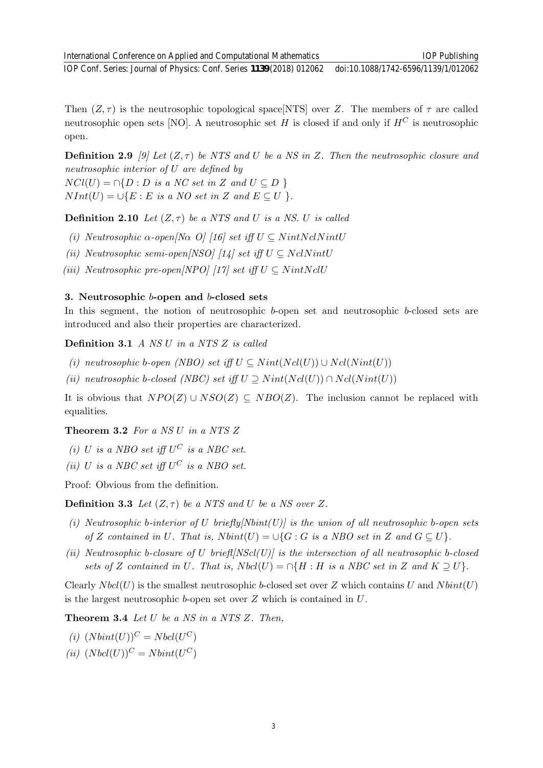Then $(Z, \tau)$ is the neutrosophic topological space[NTS] over $Z$. The members of $\tau$ are called neutrosophic open sets [NO]. A neutrosophic set $H$ is closed if and only if $H^C$ is neutrosophic open.

**Definition 2.9** *[9] Let $(Z, \tau)$ be NTS and $U$ be a NS in $Z$. Then the neutrosophic closure and neutrosophic interior of $U$ are defined by*
$NCl(U) = \cap\{D : D \text{ is a NC set in } Z \text{ and } U \subseteq D\}$
$NInt(U) = \cup\{E : E \text{ is a NO set in } Z \text{ and } E \subseteq U\}$.

**Definition 2.10** *Let $(Z, \tau)$ be a NTS and $U$ is a NS. $U$ is called*

*(i) Neutrosophic $\alpha$-open[N$\alpha$ O] [16] set iff $U \subseteq NintNclNintU$*

*(ii) Neutrosophic semi-open[NSO] [14] set iff $U \subseteq NclNintU$*

*(iii) Neutrosophic pre-open[NPO] [17] set iff $U \subseteq NintNclU$*

## 3. Neutrosophic $b$-open and $b$-closed sets

In this segment, the notion of neutrosophic $b$-open set and neutrosophic $b$-closed sets are introduced and also their properties are characterized.

**Definition 3.1** *A NS $U$ in a NTS $Z$ is called*

*(i) neutrosophic b-open (NBO) set iff $U \subseteq Nint(Ncl(U)) \cup Ncl(Nint(U))$*

*(ii) neutrosophic b-closed (NBC) set iff $U \supseteq Nint(Ncl(U)) \cap Ncl(Nint(U))$*

It is obvious that $NPO(Z) \cup NSO(Z) \subseteq NBO(Z)$. The inclusion cannot be replaced with equalities.

**Theorem 3.2** *For a NS $U$ in a NTS $Z$*

*(i) $U$ is a NBO set iff $U^C$ is a NBC set.*

*(ii) $U$ is a NBC set iff $U^C$ is a NBO set.*

Proof: Obvious from the definition.

**Definition 3.3** *Let $(Z, \tau)$ be a NTS and $U$ be a NS over $Z$.*

*(i) Neutrosophic b-interior of $U$ briefly[Nbint(U)] is the union of all neutrosophic b-open sets of $Z$ contained in $U$. That is, $Nbint(U) = \cup\{G : G \text{ is a NBO set in } Z \text{ and } G \subseteq U\}$.*

*(ii) Neutrosophic b-closure of $U$ briefl[NScl(U)] is the intersection of all neutrosophic b-closed sets of $Z$ contained in $U$. That is, $Nbcl(U) = \cap\{H : H \text{ is a NBC set in } Z \text{ and } K \supseteq U\}$.*

Clearly $Nbcl(U)$ is the smallest neutrosophic $b$-closed set over $Z$ which contains $U$ and $Nbint(U)$ is the largest neutrosophic $b$-open set over $Z$ which is contained in $U$.

**Theorem 3.4** *Let $U$ be a NS in a NTS $Z$. Then,*

*(i) $(Nbint(U))^C = Nbcl(U^C)$*

*(ii) $(Nbcl(U))^C = Nbint(U^C)$*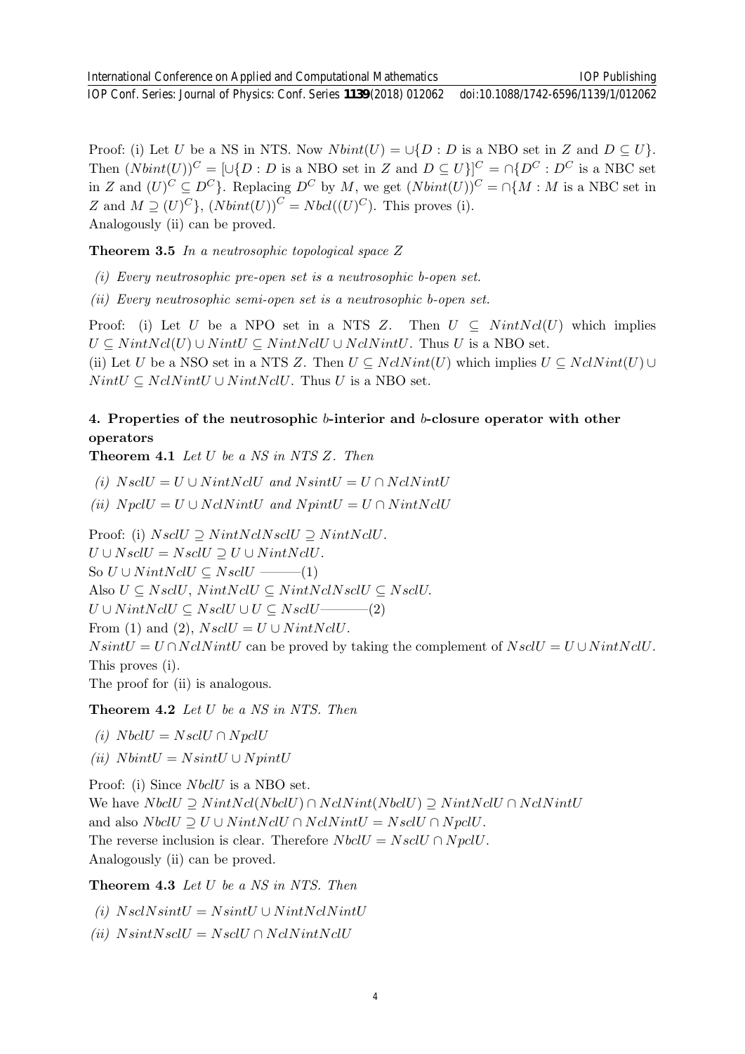Proof: (i) Let $U$ be a NS in NTS. Now $Nbint(U) = \cup\{D : D$ is a NBO set in $Z$ and $D \subseteq U\}$. Then $(Nbint(U))^C = [\cup\{D : D$ is a NBO set in $Z$ and $D \subseteq U\}]^C = \cap\{D^C : D^C$ is a NBC set in $Z$ and $(U)^C \subseteq D^C\}$. Replacing $D^C$ by $M$, we get $(Nbint(U))^C = \cap\{M : M$ is a NBC set in $Z$ and $M \supseteq (U)^C\}$, $(Nbint(U))^C = Nbcl((U)^C)$. This proves (i).
Analogously (ii) can be proved.

**Theorem 3.5** *In a neutrosophic topological space $Z$*

*(i) Every neutrosophic pre-open set is a neutrosophic b-open set.*

*(ii) Every neutrosophic semi-open set is a neutrosophic b-open set.*

Proof: (i) Let $U$ be a NPO set in a NTS $Z$. Then $U \subseteq NintNcl(U)$ which implies $U \subseteq NintNcl(U) \cup NintU \subseteq NintNclU \cup NclNintU$. Thus $U$ is a NBO set.
(ii) Let $U$ be a NSO set in a NTS $Z$. Then $U \subseteq NclNint(U)$ which implies $U \subseteq NclNint(U) \cup NintU \subseteq NclNintU \cup NintNclU$. Thus $U$ is a NBO set.

## 4. Properties of the neutrosophic $b$-interior and $b$-closure operator with other operators

**Theorem 4.1** *Let $U$ be a NS in NTS $Z$. Then*

*(i) $NsclU = U \cup NintNclU$ and $NsintU = U \cap NclNintU$*

*(ii) $NpclU = U \cup NclNintU$ and $NpintU = U \cap NintNclU$*

Proof: (i) $NsclU \supseteq NintNclNsclU \supseteq NintNclU$.
$U \cup NsclU = NsclU \supseteq U \cup NintNclU$.
So $U \cup NintNclU \subseteq NsclU$ ———(1)
Also $U \subseteq NsclU$, $NintNclU \subseteq NintNclNsclU \subseteq NsclU$.
$U \cup NintNclU \subseteq NsclU \cup U \subseteq NsclU$———(2)
From (1) and (2), $NsclU = U \cup NintNclU$.
$NsintU = U \cap NclNintU$ can be proved by taking the complement of $NsclU = U \cup NintNclU$. This proves (i).
The proof for (ii) is analogous.

**Theorem 4.2** *Let $U$ be a NS in NTS. Then*

*(i) $NbclU = NsclU \cap NpclU$*

*(ii) $NbintU = NsintU \cup NpintU$*

Proof: (i) Since $NbclU$ is a NBO set.
We have $NbclU \supseteq NintNcl(NbclU) \cap NclNint(NbclU) \supseteq NintNclU \cap NclNintU$
and also $NbclU \supseteq U \cup NintNclU \cap NclNintU = NsclU \cap NpclU$.
The reverse inclusion is clear. Therefore $NbclU = NsclU \cap NpclU$.
Analogously (ii) can be proved.

**Theorem 4.3** *Let $U$ be a NS in NTS. Then*

*(i) $NsclNsintU = NsintU \cup NintNclNintU$*

*(ii) $NsintNsclU = NsclU \cap NclNintNclU$*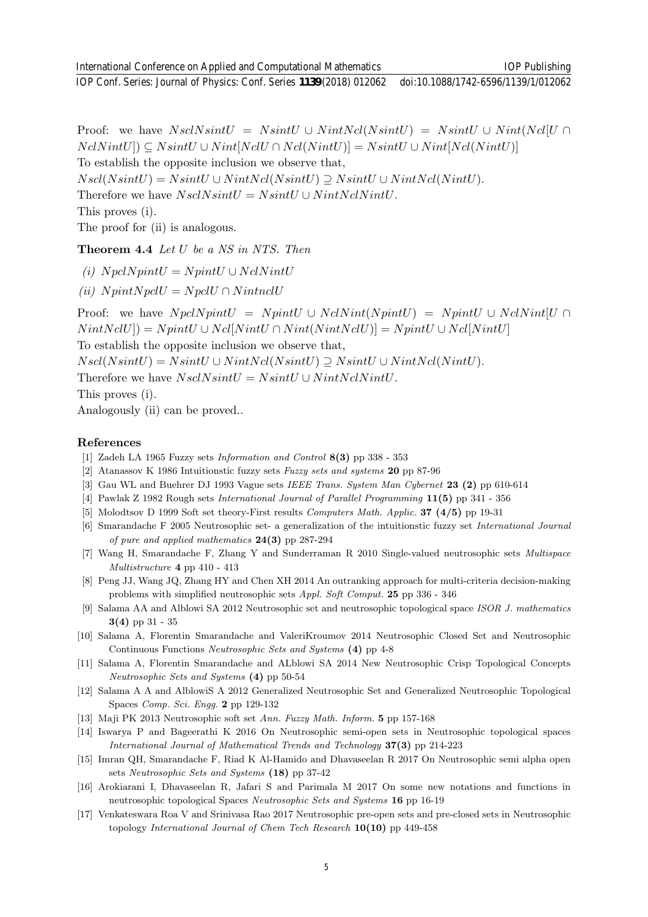Proof: we have $NsclNsintU = NsintU \cup NintNcl(NsintU) = NsintU \cup Nint(Ncl[U \cap NclNintU]) \subseteq NsintU \cup Nint[NclU \cap Ncl(NintU)] = NsintU \cup Nint[Ncl(NintU)]$

To establish the opposite inclusion we observe that,

$Nscl(NsintU) = NsintU \cup NintNcl(NsintU) \supseteq NsintU \cup NintNcl(NintU)$.

Therefore we have $NsclNsintU = NsintU \cup NintNclNintU$.

This proves (i).

The proof for (ii) is analogous.

**Theorem 4.4** *Let U be a NS in NTS. Then*

*(i)* $NpclNpintU = NpintU \cup NclNintU$

*(ii)* $NpintNpclU = NpclU \cap NintnclU$

Proof: we have $NpclNpintU = NpintU \cup NclNint(NpintU) = NpintU \cup NclNint[U \cap NintNclU]) = NpintU \cup Ncl[NintU \cap Nint(NintNclU)] = NpintU \cup Ncl[NintU]$

To establish the opposite inclusion we observe that,

$Nscl(NsintU) = NsintU \cup NintNcl(NsintU) \supseteq NsintU \cup NintNcl(NintU)$.

Therefore we have $NsclNsintU = NsintU \cup NintNclNintU$.

This proves (i).

Analogously (ii) can be proved..

## References

[1] Zadeh LA 1965 Fuzzy sets *Information and Control* **8(3)** pp 338 - 353

[2] Atanassov K 1986 Intuitionstic fuzzy sets *Fuzzy sets and systems* **20** pp 87-96

[3] Gau WL and Buehrer DJ 1993 Vague sets *IEEE Trans. System Man Cybernet* **23 (2)** pp 610-614

[4] Pawlak Z 1982 Rough sets *International Journal of Parallel Programming* **11(5)** pp 341 - 356

[5] Molodtsov D 1999 Soft set theory-First results *Computers Math. Applic.* **37 (4/5)** pp 19-31

[6] Smarandache F 2005 Neutrosophic set- a generalization of the intuitionstic fuzzy set *International Journal of pure and applied mathematics* **24(3)** pp 287-294

[7] Wang H, Smarandache F, Zhang Y and Sunderraman R 2010 Single-valued neutrosophic sets *Multispace Multistructure* **4** pp 410 - 413

[8] Peng JJ, Wang JQ, Zhang HY and Chen XH 2014 An outranking approach for multi-criteria decision-making problems with simplified neutrosophic sets *Appl. Soft Comput.* **25** pp 336 - 346

[9] Salama AA and Alblowi SA 2012 Neutrosophic set and neutrosophic topological space *ISOR J. mathematics* **3(4)** pp 31 - 35

[10] Salama A, Florentin Smarandache and ValeriKroumov 2014 Neutrosophic Closed Set and Neutrosophic Continuous Functions *Neutrosophic Sets and Systems* **(4)** pp 4-8

[11] Salama A, Florentin Smarandache and ALblowi SA 2014 New Neutrosophic Crisp Topological Concepts *Neutrosophic Sets and Systems* **(4)** pp 50-54

[12] Salama A A and AlblowiS A 2012 Generalized Neutrosophic Set and Generalized Neutrosophic Topological Spaces *Comp. Sci. Engg.* **2** pp 129-132

[13] Maji PK 2013 Neutrosophic soft set *Ann. Fuzzy Math. Inform.* **5** pp 157-168

[14] Iswarya P and Bageerathi K 2016 On Neutrosophic semi-open sets in Neutrosophic topological spaces *International Journal of Mathematical Trends and Technology* **37(3)** pp 214-223

[15] Imran QH, Smarandache F, Riad K Al-Hamido and Dhavaseelan R 2017 On Neutrosophic semi alpha open sets *Neutrosophic Sets and Systems* **(18)** pp 37-42

[16] Arokiarani I, Dhavaseelan R, Jafari S and Parimala M 2017 On some new notations and functions in neutrosophic topological Spaces *Neutrosophic Sets and Systems* **16** pp 16-19

[17] Venkateswara Roa V and Srinivasa Rao 2017 Neutrosophic pre-open sets and pre-closed sets in Neutrosophic topology *International Journal of Chem Tech Research* **10(10)** pp 449-458